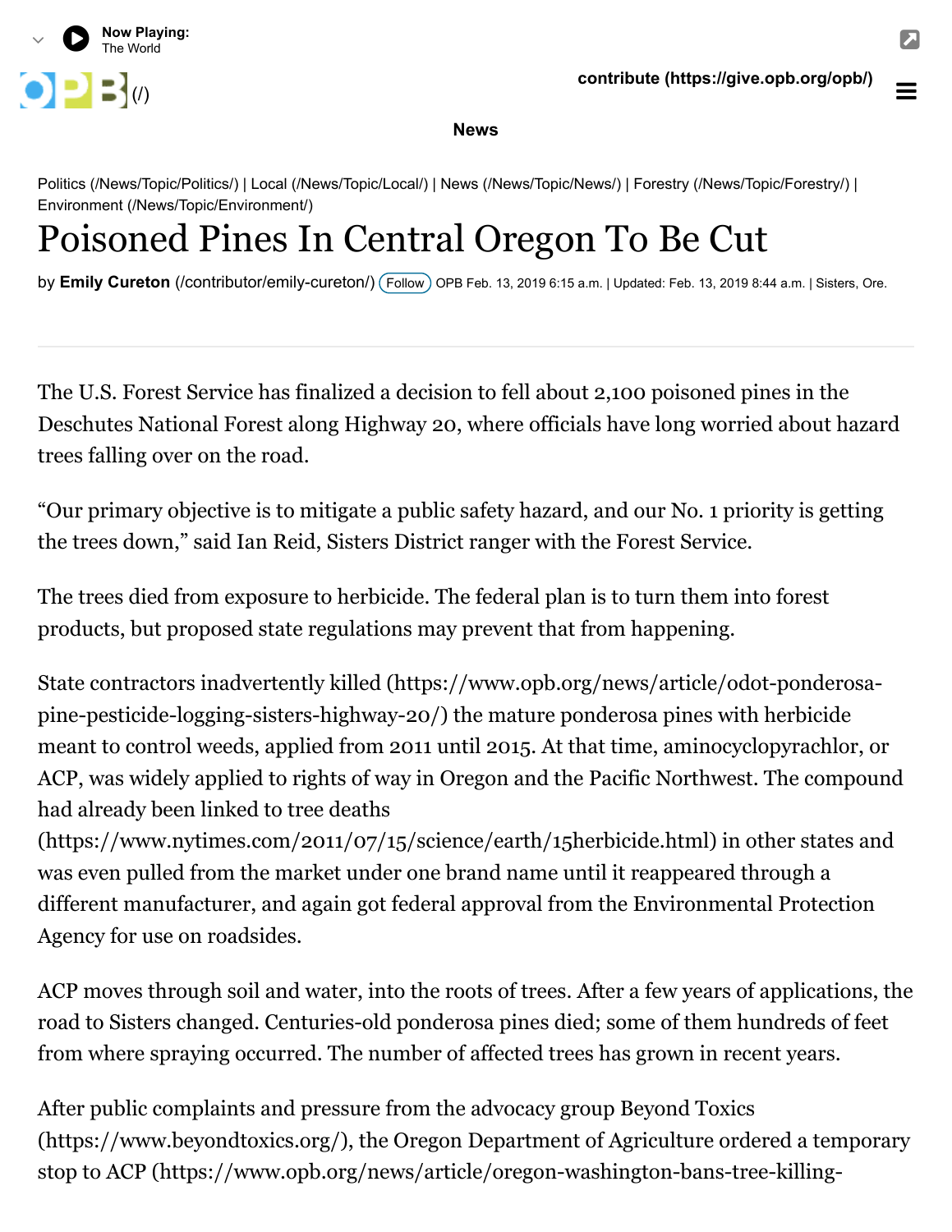Politics (/News/Topic/Politics/) | Local (/News/Topic/Local/) | News (/News/Topic/News/) | Forestry (/News/Topic/Forestry/) | Environment (/News/Topic/Environment/)

# Poisoned Pines In Central Oregon To Be Cut

by **Emily Cureton** (/contributor/emily-cureton/) OPB Feb. 13, 2019 6:15 a.m. | Updated: Feb. 13, 2019 8:44 a.m. | Sisters, Ore.

---

The U.S. Forest Service has finalized a decision to fell about 2,100 poisoned pines in the Deschutes National Forest along Highway 20, where officials have long worried about hazard trees falling over on the road.

"Our primary objective is to mitigate a public safety hazard, and our No. 1 priority is getting the trees down," said Ian Reid, Sisters District ranger with the Forest Service.

The trees died from exposure to herbicide. The federal plan is to turn them into forest products, but proposed state regulations may prevent that from happening.

State contractors inadvertently killed (https://www.opb.org/news/article/odot-ponderosa-pine-pesticide-logging-sisters-highway-20/) the mature ponderosa pines with herbicide meant to control weeds, applied from 2011 until 2015. At that time, aminocyclopyrachlor, or ACP, was widely applied to rights of way in Oregon and the Pacific Northwest. The compound had already been linked to tree deaths (https://www.nytimes.com/2011/07/15/science/earth/15herbicide.html) in other states and was even pulled from the market under one brand name until it reappeared through a different manufacturer, and again got federal approval from the Environmental Protection Agency for use on roadsides.

ACP moves through soil and water, into the roots of trees. After a few years of applications, the road to Sisters changed. Centuries-old ponderosa pines died; some of them hundreds of feet from where spraying occurred. The number of affected trees has grown in recent years.

After public complaints and pressure from the advocacy group Beyond Toxics (https://www.beyondtoxics.org/), the Oregon Department of Agriculture ordered a temporary stop to ACP (https://www.opb.org/news/article/oregon-washington-bans-tree-killing-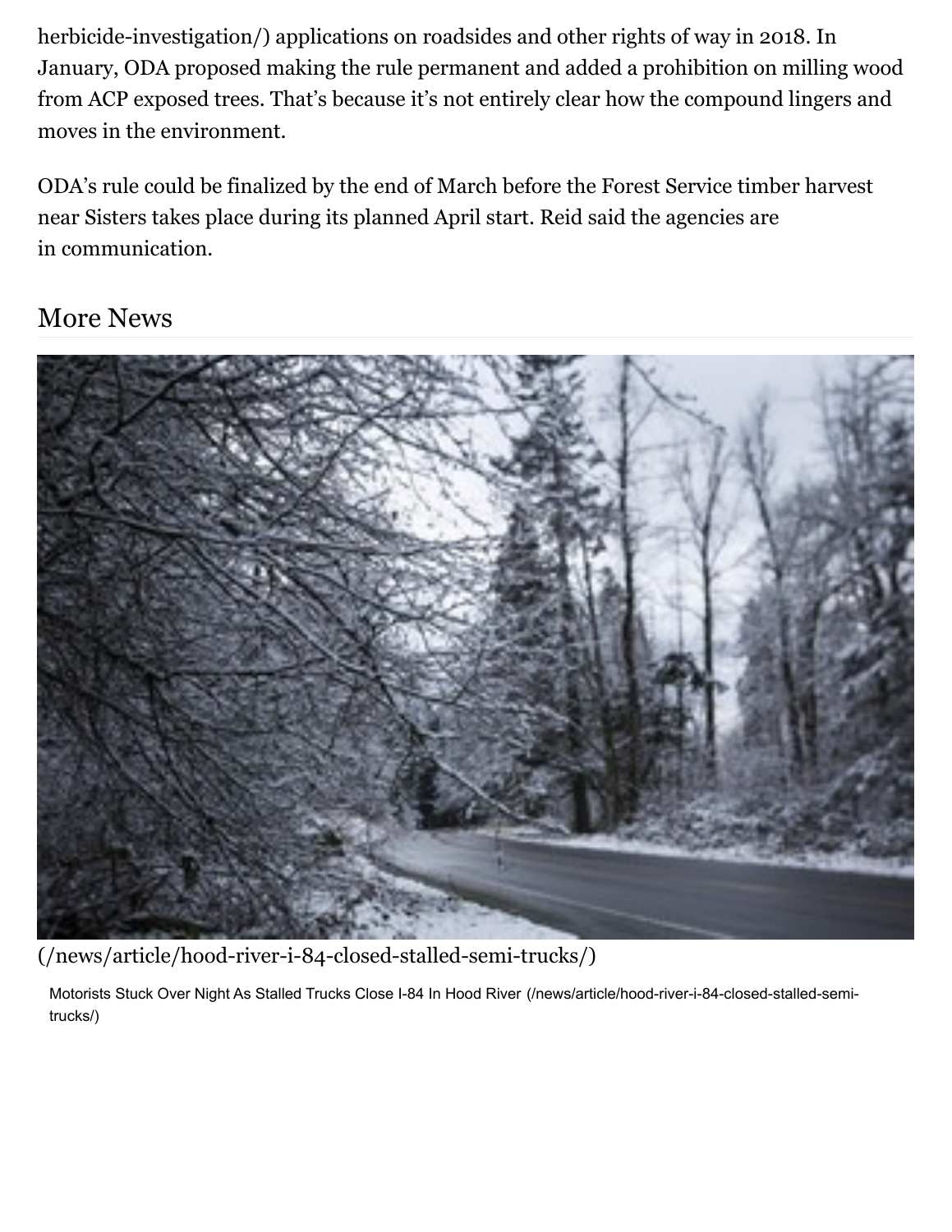herbicide-investigation/) applications on roadsides and other rights of way in 2018. In January, ODA proposed making the rule permanent and added a prohibition on milling wood from ACP exposed trees. That's because it's not entirely clear how the compound lingers and moves in the environment.

ODA's rule could be finalized by the end of March before the Forest Service timber harvest near Sisters takes place during its planned April start. Reid said the agencies are in communication.

## More News

(/news/article/hood-river-i-84-closed-stalled-semi-trucks/)

Motorists Stuck Over Night As Stalled Trucks Close I-84 In Hood River (/news/article/hood-river-i-84-closed-stalled-semi-trucks/)